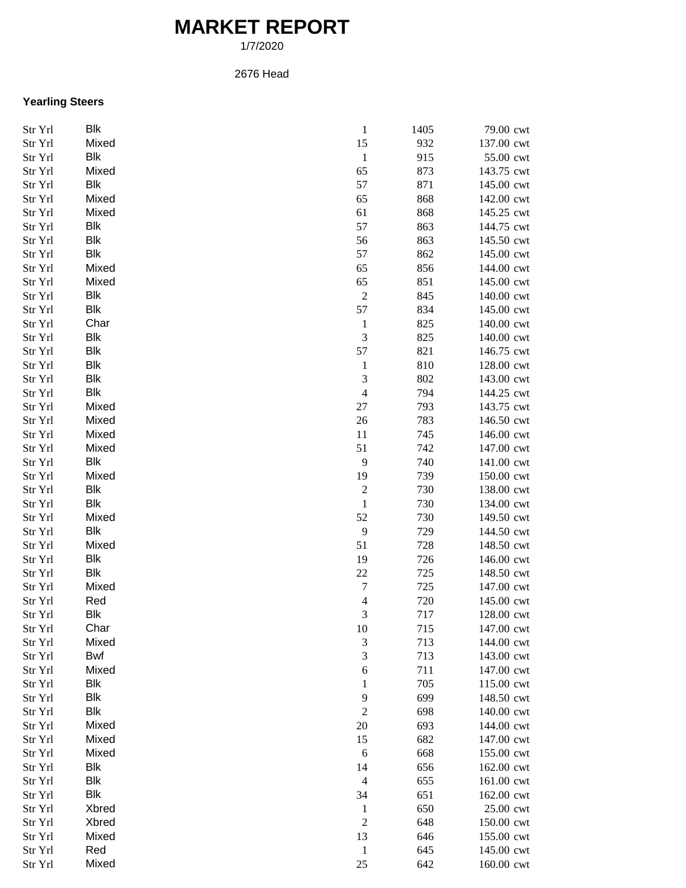# MARKET REPORT

1/7/2020

2676 Head

**Yearling Steers**

| | | | | | |
|---|---|---|---|---|---|
| Str Yrl | Blk | 1 | 1405 | 79.00 | cwt |
| Str Yrl | Mixed | 15 | 932 | 137.00 | cwt |
| Str Yrl | Blk | 1 | 915 | 55.00 | cwt |
| Str Yrl | Mixed | 65 | 873 | 143.75 | cwt |
| Str Yrl | Blk | 57 | 871 | 145.00 | cwt |
| Str Yrl | Mixed | 65 | 868 | 142.00 | cwt |
| Str Yrl | Mixed | 61 | 868 | 145.25 | cwt |
| Str Yrl | Blk | 57 | 863 | 144.75 | cwt |
| Str Yrl | Blk | 56 | 863 | 145.50 | cwt |
| Str Yrl | Blk | 57 | 862 | 145.00 | cwt |
| Str Yrl | Mixed | 65 | 856 | 144.00 | cwt |
| Str Yrl | Mixed | 65 | 851 | 145.00 | cwt |
| Str Yrl | Blk | 2 | 845 | 140.00 | cwt |
| Str Yrl | Blk | 57 | 834 | 145.00 | cwt |
| Str Yrl | Char | 1 | 825 | 140.00 | cwt |
| Str Yrl | Blk | 3 | 825 | 140.00 | cwt |
| Str Yrl | Blk | 57 | 821 | 146.75 | cwt |
| Str Yrl | Blk | 1 | 810 | 128.00 | cwt |
| Str Yrl | Blk | 3 | 802 | 143.00 | cwt |
| Str Yrl | Blk | 4 | 794 | 144.25 | cwt |
| Str Yrl | Mixed | 27 | 793 | 143.75 | cwt |
| Str Yrl | Mixed | 26 | 783 | 146.50 | cwt |
| Str Yrl | Mixed | 11 | 745 | 146.00 | cwt |
| Str Yrl | Mixed | 51 | 742 | 147.00 | cwt |
| Str Yrl | Blk | 9 | 740 | 141.00 | cwt |
| Str Yrl | Mixed | 19 | 739 | 150.00 | cwt |
| Str Yrl | Blk | 2 | 730 | 138.00 | cwt |
| Str Yrl | Blk | 1 | 730 | 134.00 | cwt |
| Str Yrl | Mixed | 52 | 730 | 149.50 | cwt |
| Str Yrl | Blk | 9 | 729 | 144.50 | cwt |
| Str Yrl | Mixed | 51 | 728 | 148.50 | cwt |
| Str Yrl | Blk | 19 | 726 | 146.00 | cwt |
| Str Yrl | Blk | 22 | 725 | 148.50 | cwt |
| Str Yrl | Mixed | 7 | 725 | 147.00 | cwt |
| Str Yrl | Red | 4 | 720 | 145.00 | cwt |
| Str Yrl | Blk | 3 | 717 | 128.00 | cwt |
| Str Yrl | Char | 10 | 715 | 147.00 | cwt |
| Str Yrl | Mixed | 3 | 713 | 144.00 | cwt |
| Str Yrl | Bwf | 3 | 713 | 143.00 | cwt |
| Str Yrl | Mixed | 6 | 711 | 147.00 | cwt |
| Str Yrl | Blk | 1 | 705 | 115.00 | cwt |
| Str Yrl | Blk | 9 | 699 | 148.50 | cwt |
| Str Yrl | Blk | 2 | 698 | 140.00 | cwt |
| Str Yrl | Mixed | 20 | 693 | 144.00 | cwt |
| Str Yrl | Mixed | 15 | 682 | 147.00 | cwt |
| Str Yrl | Mixed | 6 | 668 | 155.00 | cwt |
| Str Yrl | Blk | 14 | 656 | 162.00 | cwt |
| Str Yrl | Blk | 4 | 655 | 161.00 | cwt |
| Str Yrl | Blk | 34 | 651 | 162.00 | cwt |
| Str Yrl | Xbred | 1 | 650 | 25.00 | cwt |
| Str Yrl | Xbred | 2 | 648 | 150.00 | cwt |
| Str Yrl | Mixed | 13 | 646 | 155.00 | cwt |
| Str Yrl | Red | 1 | 645 | 145.00 | cwt |
| Str Yrl | Mixed | 25 | 642 | 160.00 | cwt |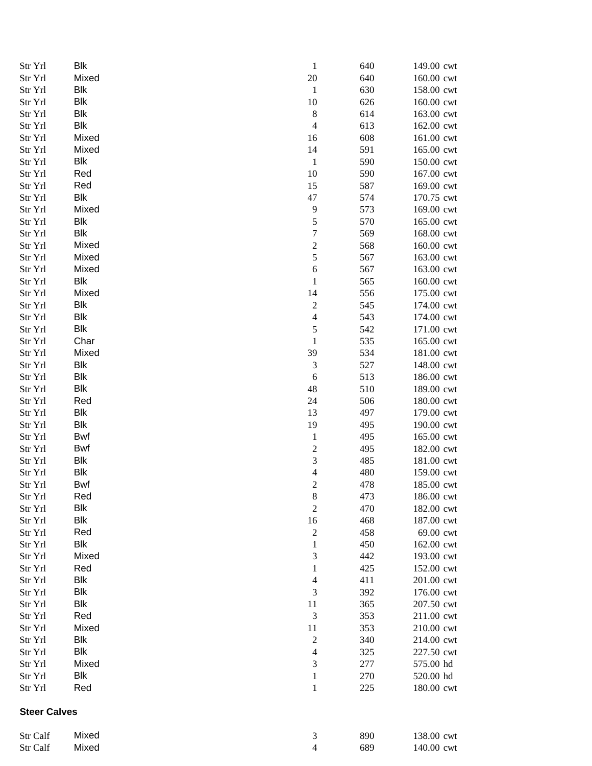| | | | | | |
|---|---|---|---|---|---|
| Str Yrl | Blk | 1 | 640 | 149.00 | cwt |
| Str Yrl | Mixed | 20 | 640 | 160.00 | cwt |
| Str Yrl | Blk | 1 | 630 | 158.00 | cwt |
| Str Yrl | Blk | 10 | 626 | 160.00 | cwt |
| Str Yrl | Blk | 8 | 614 | 163.00 | cwt |
| Str Yrl | Blk | 4 | 613 | 162.00 | cwt |
| Str Yrl | Mixed | 16 | 608 | 161.00 | cwt |
| Str Yrl | Mixed | 14 | 591 | 165.00 | cwt |
| Str Yrl | Blk | 1 | 590 | 150.00 | cwt |
| Str Yrl | Red | 10 | 590 | 167.00 | cwt |
| Str Yrl | Red | 15 | 587 | 169.00 | cwt |
| Str Yrl | Blk | 47 | 574 | 170.75 | cwt |
| Str Yrl | Mixed | 9 | 573 | 169.00 | cwt |
| Str Yrl | Blk | 5 | 570 | 165.00 | cwt |
| Str Yrl | Blk | 7 | 569 | 168.00 | cwt |
| Str Yrl | Mixed | 2 | 568 | 160.00 | cwt |
| Str Yrl | Mixed | 5 | 567 | 163.00 | cwt |
| Str Yrl | Mixed | 6 | 567 | 163.00 | cwt |
| Str Yrl | Blk | 1 | 565 | 160.00 | cwt |
| Str Yrl | Mixed | 14 | 556 | 175.00 | cwt |
| Str Yrl | Blk | 2 | 545 | 174.00 | cwt |
| Str Yrl | Blk | 4 | 543 | 174.00 | cwt |
| Str Yrl | Blk | 5 | 542 | 171.00 | cwt |
| Str Yrl | Char | 1 | 535 | 165.00 | cwt |
| Str Yrl | Mixed | 39 | 534 | 181.00 | cwt |
| Str Yrl | Blk | 3 | 527 | 148.00 | cwt |
| Str Yrl | Blk | 6 | 513 | 186.00 | cwt |
| Str Yrl | Blk | 48 | 510 | 189.00 | cwt |
| Str Yrl | Red | 24 | 506 | 180.00 | cwt |
| Str Yrl | Blk | 13 | 497 | 179.00 | cwt |
| Str Yrl | Blk | 19 | 495 | 190.00 | cwt |
| Str Yrl | Bwf | 1 | 495 | 165.00 | cwt |
| Str Yrl | Bwf | 2 | 495 | 182.00 | cwt |
| Str Yrl | Blk | 3 | 485 | 181.00 | cwt |
| Str Yrl | Blk | 4 | 480 | 159.00 | cwt |
| Str Yrl | Bwf | 2 | 478 | 185.00 | cwt |
| Str Yrl | Red | 8 | 473 | 186.00 | cwt |
| Str Yrl | Blk | 2 | 470 | 182.00 | cwt |
| Str Yrl | Blk | 16 | 468 | 187.00 | cwt |
| Str Yrl | Red | 2 | 458 | 69.00 | cwt |
| Str Yrl | Blk | 1 | 450 | 162.00 | cwt |
| Str Yrl | Mixed | 3 | 442 | 193.00 | cwt |
| Str Yrl | Red | 1 | 425 | 152.00 | cwt |
| Str Yrl | Blk | 4 | 411 | 201.00 | cwt |
| Str Yrl | Blk | 3 | 392 | 176.00 | cwt |
| Str Yrl | Blk | 11 | 365 | 207.50 | cwt |
| Str Yrl | Red | 3 | 353 | 211.00 | cwt |
| Str Yrl | Mixed | 11 | 353 | 210.00 | cwt |
| Str Yrl | Blk | 2 | 340 | 214.00 | cwt |
| Str Yrl | Blk | 4 | 325 | 227.50 | cwt |
| Str Yrl | Mixed | 3 | 277 | 575.00 | hd |
| Str Yrl | Blk | 1 | 270 | 520.00 | hd |
| Str Yrl | Red | 1 | 225 | 180.00 | cwt |

**Steer Calves**

| | | | | | |
|---|---|---|---|---|---|
| Str Calf | Mixed | 3 | 890 | 138.00 | cwt |
| Str Calf | Mixed | 4 | 689 | 140.00 | cwt |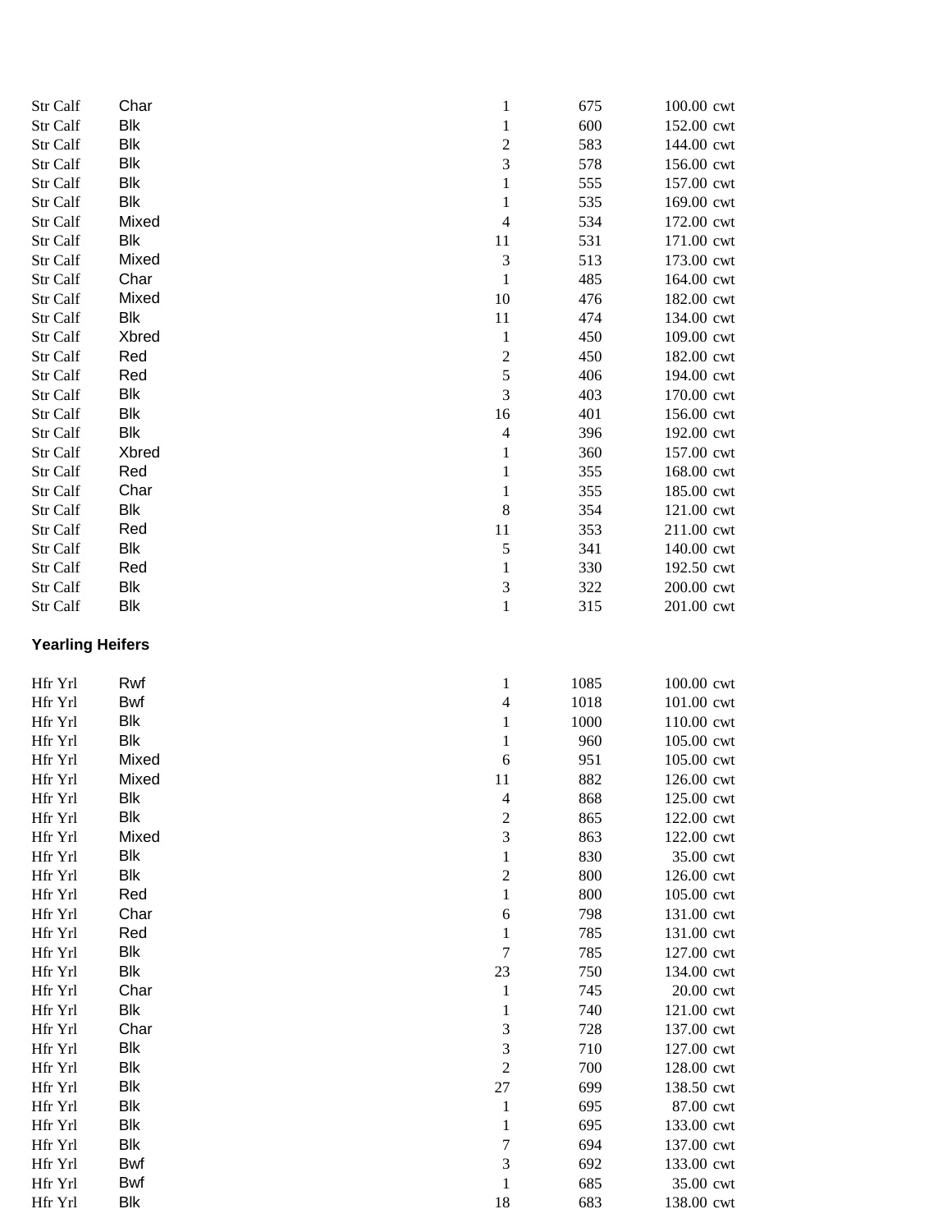| | | | | |
|---|---|---|---|---|
| Str Calf | Char | 1 | 675 | 100.00 cwt |
| Str Calf | Blk | 1 | 600 | 152.00 cwt |
| Str Calf | Blk | 2 | 583 | 144.00 cwt |
| Str Calf | Blk | 3 | 578 | 156.00 cwt |
| Str Calf | Blk | 1 | 555 | 157.00 cwt |
| Str Calf | Blk | 1 | 535 | 169.00 cwt |
| Str Calf | Mixed | 4 | 534 | 172.00 cwt |
| Str Calf | Blk | 11 | 531 | 171.00 cwt |
| Str Calf | Mixed | 3 | 513 | 173.00 cwt |
| Str Calf | Char | 1 | 485 | 164.00 cwt |
| Str Calf | Mixed | 10 | 476 | 182.00 cwt |
| Str Calf | Blk | 11 | 474 | 134.00 cwt |
| Str Calf | Xbred | 1 | 450 | 109.00 cwt |
| Str Calf | Red | 2 | 450 | 182.00 cwt |
| Str Calf | Red | 5 | 406 | 194.00 cwt |
| Str Calf | Blk | 3 | 403 | 170.00 cwt |
| Str Calf | Blk | 16 | 401 | 156.00 cwt |
| Str Calf | Blk | 4 | 396 | 192.00 cwt |
| Str Calf | Xbred | 1 | 360 | 157.00 cwt |
| Str Calf | Red | 1 | 355 | 168.00 cwt |
| Str Calf | Char | 1 | 355 | 185.00 cwt |
| Str Calf | Blk | 8 | 354 | 121.00 cwt |
| Str Calf | Red | 11 | 353 | 211.00 cwt |
| Str Calf | Blk | 5 | 341 | 140.00 cwt |
| Str Calf | Red | 1 | 330 | 192.50 cwt |
| Str Calf | Blk | 3 | 322 | 200.00 cwt |
| Str Calf | Blk | 1 | 315 | 201.00 cwt |

**Yearling Heifers**

| | | | | |
|---|---|---|---|---|
| Hfr Yrl | Rwf | 1 | 1085 | 100.00 cwt |
| Hfr Yrl | Bwf | 4 | 1018 | 101.00 cwt |
| Hfr Yrl | Blk | 1 | 1000 | 110.00 cwt |
| Hfr Yrl | Blk | 1 | 960 | 105.00 cwt |
| Hfr Yrl | Mixed | 6 | 951 | 105.00 cwt |
| Hfr Yrl | Mixed | 11 | 882 | 126.00 cwt |
| Hfr Yrl | Blk | 4 | 868 | 125.00 cwt |
| Hfr Yrl | Blk | 2 | 865 | 122.00 cwt |
| Hfr Yrl | Mixed | 3 | 863 | 122.00 cwt |
| Hfr Yrl | Blk | 1 | 830 | 35.00 cwt |
| Hfr Yrl | Blk | 2 | 800 | 126.00 cwt |
| Hfr Yrl | Red | 1 | 800 | 105.00 cwt |
| Hfr Yrl | Char | 6 | 798 | 131.00 cwt |
| Hfr Yrl | Red | 1 | 785 | 131.00 cwt |
| Hfr Yrl | Blk | 7 | 785 | 127.00 cwt |
| Hfr Yrl | Blk | 23 | 750 | 134.00 cwt |
| Hfr Yrl | Char | 1 | 745 | 20.00 cwt |
| Hfr Yrl | Blk | 1 | 740 | 121.00 cwt |
| Hfr Yrl | Char | 3 | 728 | 137.00 cwt |
| Hfr Yrl | Blk | 3 | 710 | 127.00 cwt |
| Hfr Yrl | Blk | 2 | 700 | 128.00 cwt |
| Hfr Yrl | Blk | 27 | 699 | 138.50 cwt |
| Hfr Yrl | Blk | 1 | 695 | 87.00 cwt |
| Hfr Yrl | Blk | 1 | 695 | 133.00 cwt |
| Hfr Yrl | Blk | 7 | 694 | 137.00 cwt |
| Hfr Yrl | Bwf | 3 | 692 | 133.00 cwt |
| Hfr Yrl | Bwf | 1 | 685 | 35.00 cwt |
| Hfr Yrl | Blk | 18 | 683 | 138.00 cwt |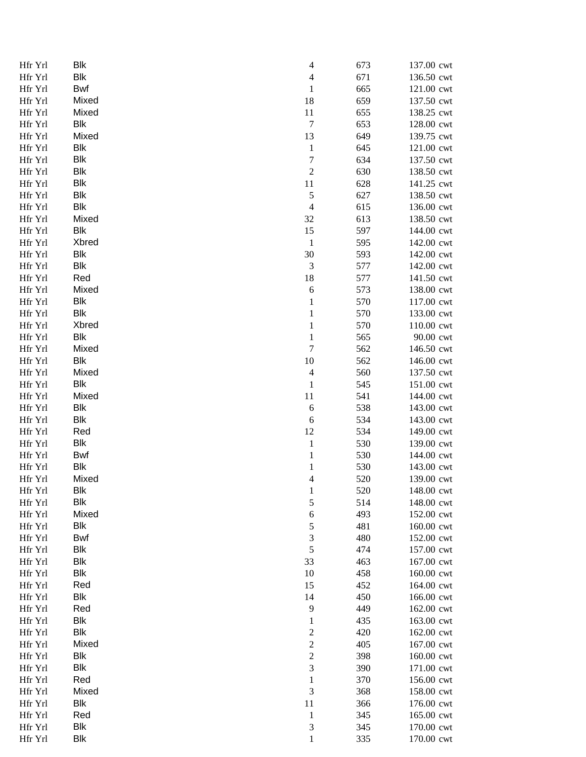| | | | | | |
|---|---|---|---|---|---|
| Hfr Yrl | Blk | 4 | 673 | 137.00 | cwt |
| Hfr Yrl | Blk | 4 | 671 | 136.50 | cwt |
| Hfr Yrl | Bwf | 1 | 665 | 121.00 | cwt |
| Hfr Yrl | Mixed | 18 | 659 | 137.50 | cwt |
| Hfr Yrl | Mixed | 11 | 655 | 138.25 | cwt |
| Hfr Yrl | Blk | 7 | 653 | 128.00 | cwt |
| Hfr Yrl | Mixed | 13 | 649 | 139.75 | cwt |
| Hfr Yrl | Blk | 1 | 645 | 121.00 | cwt |
| Hfr Yrl | Blk | 7 | 634 | 137.50 | cwt |
| Hfr Yrl | Blk | 2 | 630 | 138.50 | cwt |
| Hfr Yrl | Blk | 11 | 628 | 141.25 | cwt |
| Hfr Yrl | Blk | 5 | 627 | 138.50 | cwt |
| Hfr Yrl | Blk | 4 | 615 | 136.00 | cwt |
| Hfr Yrl | Mixed | 32 | 613 | 138.50 | cwt |
| Hfr Yrl | Blk | 15 | 597 | 144.00 | cwt |
| Hfr Yrl | Xbred | 1 | 595 | 142.00 | cwt |
| Hfr Yrl | Blk | 30 | 593 | 142.00 | cwt |
| Hfr Yrl | Blk | 3 | 577 | 142.00 | cwt |
| Hfr Yrl | Red | 18 | 577 | 141.50 | cwt |
| Hfr Yrl | Mixed | 6 | 573 | 138.00 | cwt |
| Hfr Yrl | Blk | 1 | 570 | 117.00 | cwt |
| Hfr Yrl | Blk | 1 | 570 | 133.00 | cwt |
| Hfr Yrl | Xbred | 1 | 570 | 110.00 | cwt |
| Hfr Yrl | Blk | 1 | 565 | 90.00 | cwt |
| Hfr Yrl | Mixed | 7 | 562 | 146.50 | cwt |
| Hfr Yrl | Blk | 10 | 562 | 146.00 | cwt |
| Hfr Yrl | Mixed | 4 | 560 | 137.50 | cwt |
| Hfr Yrl | Blk | 1 | 545 | 151.00 | cwt |
| Hfr Yrl | Mixed | 11 | 541 | 144.00 | cwt |
| Hfr Yrl | Blk | 6 | 538 | 143.00 | cwt |
| Hfr Yrl | Blk | 6 | 534 | 143.00 | cwt |
| Hfr Yrl | Red | 12 | 534 | 149.00 | cwt |
| Hfr Yrl | Blk | 1 | 530 | 139.00 | cwt |
| Hfr Yrl | Bwf | 1 | 530 | 144.00 | cwt |
| Hfr Yrl | Blk | 1 | 530 | 143.00 | cwt |
| Hfr Yrl | Mixed | 4 | 520 | 139.00 | cwt |
| Hfr Yrl | Blk | 1 | 520 | 148.00 | cwt |
| Hfr Yrl | Blk | 5 | 514 | 148.00 | cwt |
| Hfr Yrl | Mixed | 6 | 493 | 152.00 | cwt |
| Hfr Yrl | Blk | 5 | 481 | 160.00 | cwt |
| Hfr Yrl | Bwf | 3 | 480 | 152.00 | cwt |
| Hfr Yrl | Blk | 5 | 474 | 157.00 | cwt |
| Hfr Yrl | Blk | 33 | 463 | 167.00 | cwt |
| Hfr Yrl | Blk | 10 | 458 | 160.00 | cwt |
| Hfr Yrl | Red | 15 | 452 | 164.00 | cwt |
| Hfr Yrl | Blk | 14 | 450 | 166.00 | cwt |
| Hfr Yrl | Red | 9 | 449 | 162.00 | cwt |
| Hfr Yrl | Blk | 1 | 435 | 163.00 | cwt |
| Hfr Yrl | Blk | 2 | 420 | 162.00 | cwt |
| Hfr Yrl | Mixed | 2 | 405 | 167.00 | cwt |
| Hfr Yrl | Blk | 2 | 398 | 160.00 | cwt |
| Hfr Yrl | Blk | 3 | 390 | 171.00 | cwt |
| Hfr Yrl | Red | 1 | 370 | 156.00 | cwt |
| Hfr Yrl | Mixed | 3 | 368 | 158.00 | cwt |
| Hfr Yrl | Blk | 11 | 366 | 176.00 | cwt |
| Hfr Yrl | Red | 1 | 345 | 165.00 | cwt |
| Hfr Yrl | Blk | 3 | 345 | 170.00 | cwt |
| Hfr Yrl | Blk | 1 | 335 | 170.00 | cwt |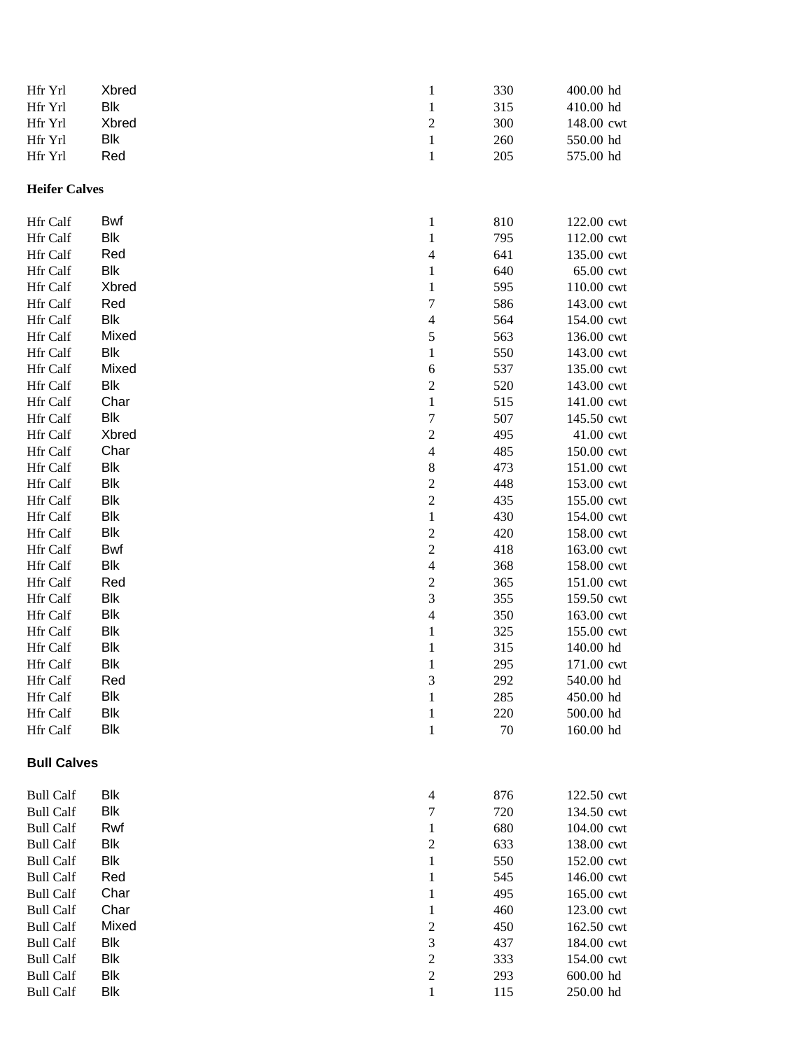| | | | | |
|---|---|---|---|---|
| Hfr Yrl | Xbred | 1 | 330 | 400.00 hd |
| Hfr Yrl | Blk | 1 | 315 | 410.00 hd |
| Hfr Yrl | Xbred | 2 | 300 | 148.00 cwt |
| Hfr Yrl | Blk | 1 | 260 | 550.00 hd |
| Hfr Yrl | Red | 1 | 205 | 575.00 hd |

**Heifer Calves**

| | | | | |
|---|---|---|---|---|
| Hfr Calf | Bwf | 1 | 810 | 122.00 cwt |
| Hfr Calf | Blk | 1 | 795 | 112.00 cwt |
| Hfr Calf | Red | 4 | 641 | 135.00 cwt |
| Hfr Calf | Blk | 1 | 640 | 65.00 cwt |
| Hfr Calf | Xbred | 1 | 595 | 110.00 cwt |
| Hfr Calf | Red | 7 | 586 | 143.00 cwt |
| Hfr Calf | Blk | 4 | 564 | 154.00 cwt |
| Hfr Calf | Mixed | 5 | 563 | 136.00 cwt |
| Hfr Calf | Blk | 1 | 550 | 143.00 cwt |
| Hfr Calf | Mixed | 6 | 537 | 135.00 cwt |
| Hfr Calf | Blk | 2 | 520 | 143.00 cwt |
| Hfr Calf | Char | 1 | 515 | 141.00 cwt |
| Hfr Calf | Blk | 7 | 507 | 145.50 cwt |
| Hfr Calf | Xbred | 2 | 495 | 41.00 cwt |
| Hfr Calf | Char | 4 | 485 | 150.00 cwt |
| Hfr Calf | Blk | 8 | 473 | 151.00 cwt |
| Hfr Calf | Blk | 2 | 448 | 153.00 cwt |
| Hfr Calf | Blk | 2 | 435 | 155.00 cwt |
| Hfr Calf | Blk | 1 | 430 | 154.00 cwt |
| Hfr Calf | Blk | 2 | 420 | 158.00 cwt |
| Hfr Calf | Bwf | 2 | 418 | 163.00 cwt |
| Hfr Calf | Blk | 4 | 368 | 158.00 cwt |
| Hfr Calf | Red | 2 | 365 | 151.00 cwt |
| Hfr Calf | Blk | 3 | 355 | 159.50 cwt |
| Hfr Calf | Blk | 4 | 350 | 163.00 cwt |
| Hfr Calf | Blk | 1 | 325 | 155.00 cwt |
| Hfr Calf | Blk | 1 | 315 | 140.00 hd |
| Hfr Calf | Blk | 1 | 295 | 171.00 cwt |
| Hfr Calf | Red | 3 | 292 | 540.00 hd |
| Hfr Calf | Blk | 1 | 285 | 450.00 hd |
| Hfr Calf | Blk | 1 | 220 | 500.00 hd |
| Hfr Calf | Blk | 1 | 70 | 160.00 hd |

**Bull Calves**

| | | | | |
|---|---|---|---|---|
| Bull Calf | Blk | 4 | 876 | 122.50 cwt |
| Bull Calf | Blk | 7 | 720 | 134.50 cwt |
| Bull Calf | Rwf | 1 | 680 | 104.00 cwt |
| Bull Calf | Blk | 2 | 633 | 138.00 cwt |
| Bull Calf | Blk | 1 | 550 | 152.00 cwt |
| Bull Calf | Red | 1 | 545 | 146.00 cwt |
| Bull Calf | Char | 1 | 495 | 165.00 cwt |
| Bull Calf | Char | 1 | 460 | 123.00 cwt |
| Bull Calf | Mixed | 2 | 450 | 162.50 cwt |
| Bull Calf | Blk | 3 | 437 | 184.00 cwt |
| Bull Calf | Blk | 2 | 333 | 154.00 cwt |
| Bull Calf | Blk | 2 | 293 | 600.00 hd |
| Bull Calf | Blk | 1 | 115 | 250.00 hd |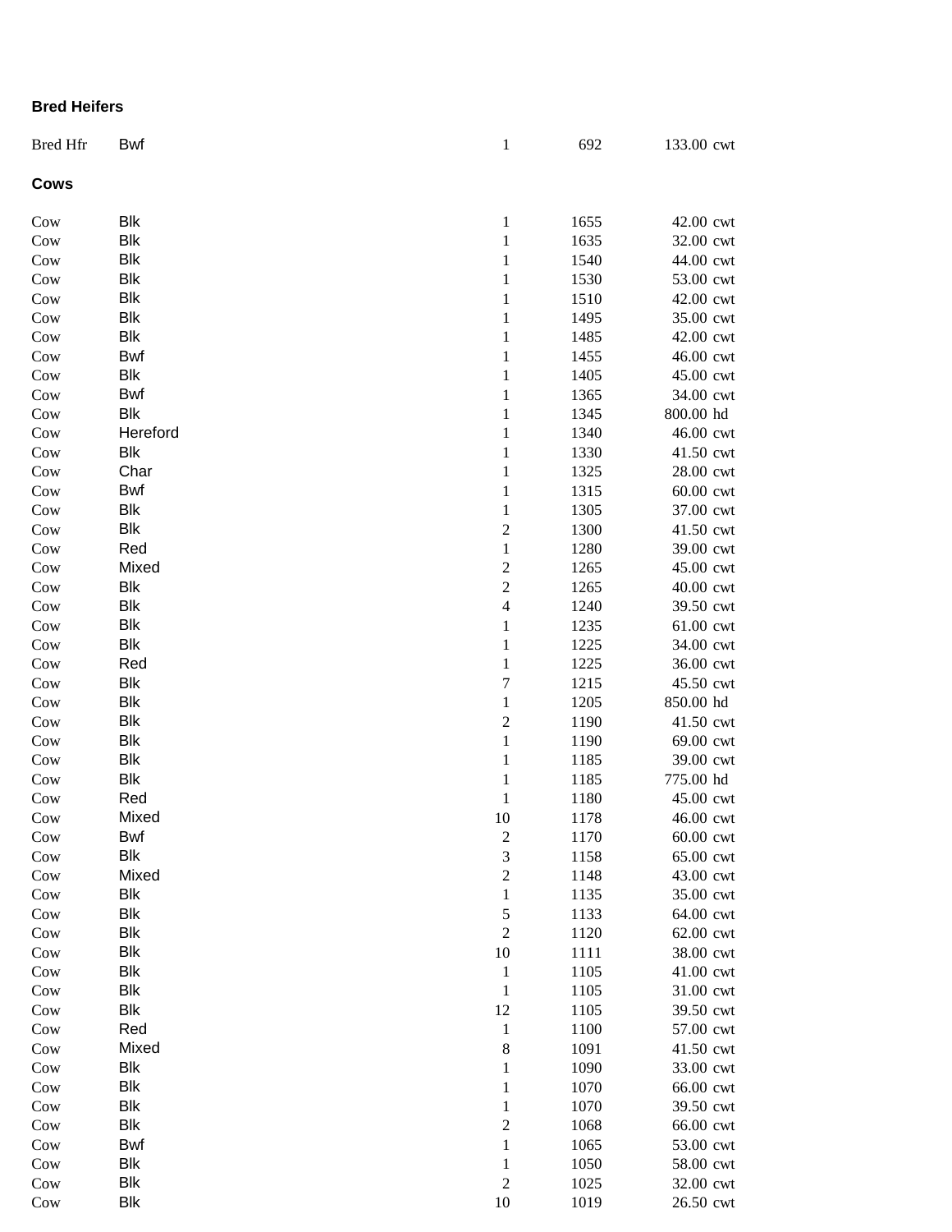**Bred Heifers**

| | | | | | |
|---|---|---|---|---|---|
| Bred Hfr | Bwf | 1 | 692 | 133.00 | cwt |

**Cows**

| | | | | | |
|---|---|---|---|---|---|
| Cow | Blk | 1 | 1655 | 42.00 | cwt |
| Cow | Blk | 1 | 1635 | 32.00 | cwt |
| Cow | Blk | 1 | 1540 | 44.00 | cwt |
| Cow | Blk | 1 | 1530 | 53.00 | cwt |
| Cow | Blk | 1 | 1510 | 42.00 | cwt |
| Cow | Blk | 1 | 1495 | 35.00 | cwt |
| Cow | Blk | 1 | 1485 | 42.00 | cwt |
| Cow | Bwf | 1 | 1455 | 46.00 | cwt |
| Cow | Blk | 1 | 1405 | 45.00 | cwt |
| Cow | Bwf | 1 | 1365 | 34.00 | cwt |
| Cow | Blk | 1 | 1345 | 800.00 | hd |
| Cow | Hereford | 1 | 1340 | 46.00 | cwt |
| Cow | Blk | 1 | 1330 | 41.50 | cwt |
| Cow | Char | 1 | 1325 | 28.00 | cwt |
| Cow | Bwf | 1 | 1315 | 60.00 | cwt |
| Cow | Blk | 1 | 1305 | 37.00 | cwt |
| Cow | Blk | 2 | 1300 | 41.50 | cwt |
| Cow | Red | 1 | 1280 | 39.00 | cwt |
| Cow | Mixed | 2 | 1265 | 45.00 | cwt |
| Cow | Blk | 2 | 1265 | 40.00 | cwt |
| Cow | Blk | 4 | 1240 | 39.50 | cwt |
| Cow | Blk | 1 | 1235 | 61.00 | cwt |
| Cow | Blk | 1 | 1225 | 34.00 | cwt |
| Cow | Red | 1 | 1225 | 36.00 | cwt |
| Cow | Blk | 7 | 1215 | 45.50 | cwt |
| Cow | Blk | 1 | 1205 | 850.00 | hd |
| Cow | Blk | 2 | 1190 | 41.50 | cwt |
| Cow | Blk | 1 | 1190 | 69.00 | cwt |
| Cow | Blk | 1 | 1185 | 39.00 | cwt |
| Cow | Blk | 1 | 1185 | 775.00 | hd |
| Cow | Red | 1 | 1180 | 45.00 | cwt |
| Cow | Mixed | 10 | 1178 | 46.00 | cwt |
| Cow | Bwf | 2 | 1170 | 60.00 | cwt |
| Cow | Blk | 3 | 1158 | 65.00 | cwt |
| Cow | Mixed | 2 | 1148 | 43.00 | cwt |
| Cow | Blk | 1 | 1135 | 35.00 | cwt |
| Cow | Blk | 5 | 1133 | 64.00 | cwt |
| Cow | Blk | 2 | 1120 | 62.00 | cwt |
| Cow | Blk | 10 | 1111 | 38.00 | cwt |
| Cow | Blk | 1 | 1105 | 41.00 | cwt |
| Cow | Blk | 1 | 1105 | 31.00 | cwt |
| Cow | Blk | 12 | 1105 | 39.50 | cwt |
| Cow | Red | 1 | 1100 | 57.00 | cwt |
| Cow | Mixed | 8 | 1091 | 41.50 | cwt |
| Cow | Blk | 1 | 1090 | 33.00 | cwt |
| Cow | Blk | 1 | 1070 | 66.00 | cwt |
| Cow | Blk | 1 | 1070 | 39.50 | cwt |
| Cow | Blk | 2 | 1068 | 66.00 | cwt |
| Cow | Bwf | 1 | 1065 | 53.00 | cwt |
| Cow | Blk | 1 | 1050 | 58.00 | cwt |
| Cow | Blk | 2 | 1025 | 32.00 | cwt |
| Cow | Blk | 10 | 1019 | 26.50 | cwt |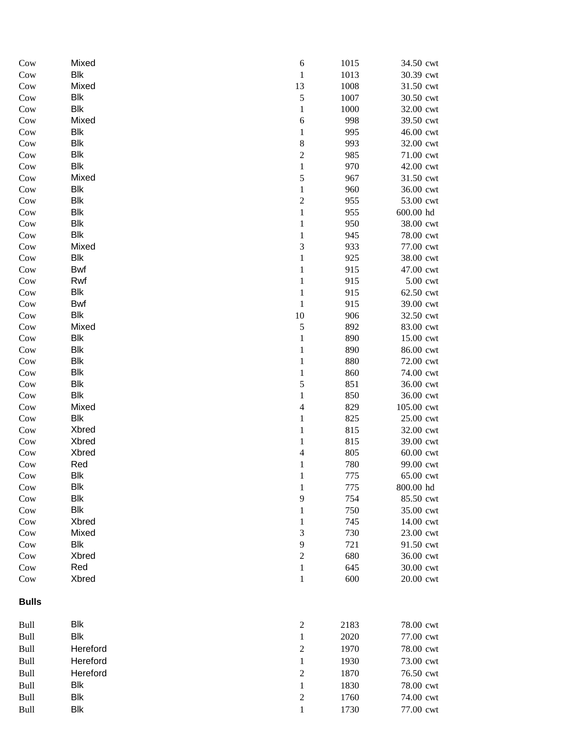| | | | | | |
|---|---|---|---|---|---|
| Cow | Mixed | 6 | 1015 | 34.50 | cwt |
| Cow | Blk | 1 | 1013 | 30.39 | cwt |
| Cow | Mixed | 13 | 1008 | 31.50 | cwt |
| Cow | Blk | 5 | 1007 | 30.50 | cwt |
| Cow | Blk | 1 | 1000 | 32.00 | cwt |
| Cow | Mixed | 6 | 998 | 39.50 | cwt |
| Cow | Blk | 1 | 995 | 46.00 | cwt |
| Cow | Blk | 8 | 993 | 32.00 | cwt |
| Cow | Blk | 2 | 985 | 71.00 | cwt |
| Cow | Blk | 1 | 970 | 42.00 | cwt |
| Cow | Mixed | 5 | 967 | 31.50 | cwt |
| Cow | Blk | 1 | 960 | 36.00 | cwt |
| Cow | Blk | 2 | 955 | 53.00 | cwt |
| Cow | Blk | 1 | 955 | 600.00 | hd |
| Cow | Blk | 1 | 950 | 38.00 | cwt |
| Cow | Blk | 1 | 945 | 78.00 | cwt |
| Cow | Mixed | 3 | 933 | 77.00 | cwt |
| Cow | Blk | 1 | 925 | 38.00 | cwt |
| Cow | Bwf | 1 | 915 | 47.00 | cwt |
| Cow | Rwf | 1 | 915 | 5.00 | cwt |
| Cow | Blk | 1 | 915 | 62.50 | cwt |
| Cow | Bwf | 1 | 915 | 39.00 | cwt |
| Cow | Blk | 10 | 906 | 32.50 | cwt |
| Cow | Mixed | 5 | 892 | 83.00 | cwt |
| Cow | Blk | 1 | 890 | 15.00 | cwt |
| Cow | Blk | 1 | 890 | 86.00 | cwt |
| Cow | Blk | 1 | 880 | 72.00 | cwt |
| Cow | Blk | 1 | 860 | 74.00 | cwt |
| Cow | Blk | 5 | 851 | 36.00 | cwt |
| Cow | Blk | 1 | 850 | 36.00 | cwt |
| Cow | Mixed | 4 | 829 | 105.00 | cwt |
| Cow | Blk | 1 | 825 | 25.00 | cwt |
| Cow | Xbred | 1 | 815 | 32.00 | cwt |
| Cow | Xbred | 1 | 815 | 39.00 | cwt |
| Cow | Xbred | 4 | 805 | 60.00 | cwt |
| Cow | Red | 1 | 780 | 99.00 | cwt |
| Cow | Blk | 1 | 775 | 65.00 | cwt |
| Cow | Blk | 1 | 775 | 800.00 | hd |
| Cow | Blk | 9 | 754 | 85.50 | cwt |
| Cow | Blk | 1 | 750 | 35.00 | cwt |
| Cow | Xbred | 1 | 745 | 14.00 | cwt |
| Cow | Mixed | 3 | 730 | 23.00 | cwt |
| Cow | Blk | 9 | 721 | 91.50 | cwt |
| Cow | Xbred | 2 | 680 | 36.00 | cwt |
| Cow | Red | 1 | 645 | 30.00 | cwt |
| Cow | Xbred | 1 | 600 | 20.00 | cwt |

**Bulls**

| | | | | | |
|---|---|---|---|---|---|
| Bull | Blk | 2 | 2183 | 78.00 | cwt |
| Bull | Blk | 1 | 2020 | 77.00 | cwt |
| Bull | Hereford | 2 | 1970 | 78.00 | cwt |
| Bull | Hereford | 1 | 1930 | 73.00 | cwt |
| Bull | Hereford | 2 | 1870 | 76.50 | cwt |
| Bull | Blk | 1 | 1830 | 78.00 | cwt |
| Bull | Blk | 2 | 1760 | 74.00 | cwt |
| Bull | Blk | 1 | 1730 | 77.00 | cwt |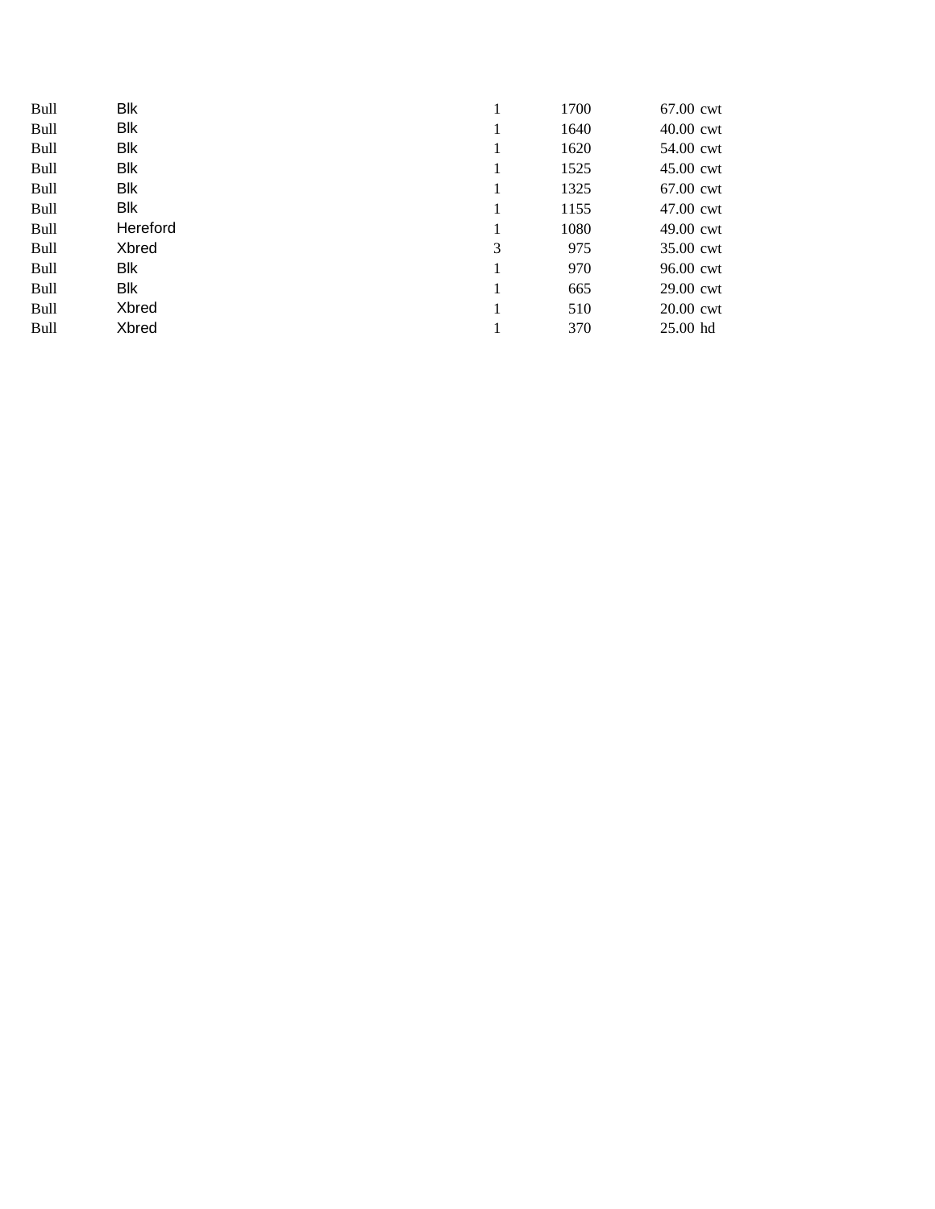| | | | | | |
|---|---|---|---|---|---|
| Bull | Blk | 1 | 1700 | 67.00 | cwt |
| Bull | Blk | 1 | 1640 | 40.00 | cwt |
| Bull | Blk | 1 | 1620 | 54.00 | cwt |
| Bull | Blk | 1 | 1525 | 45.00 | cwt |
| Bull | Blk | 1 | 1325 | 67.00 | cwt |
| Bull | Blk | 1 | 1155 | 47.00 | cwt |
| Bull | Hereford | 1 | 1080 | 49.00 | cwt |
| Bull | Xbred | 3 | 975 | 35.00 | cwt |
| Bull | Blk | 1 | 970 | 96.00 | cwt |
| Bull | Blk | 1 | 665 | 29.00 | cwt |
| Bull | Xbred | 1 | 510 | 20.00 | cwt |
| Bull | Xbred | 1 | 370 | 25.00 | hd |